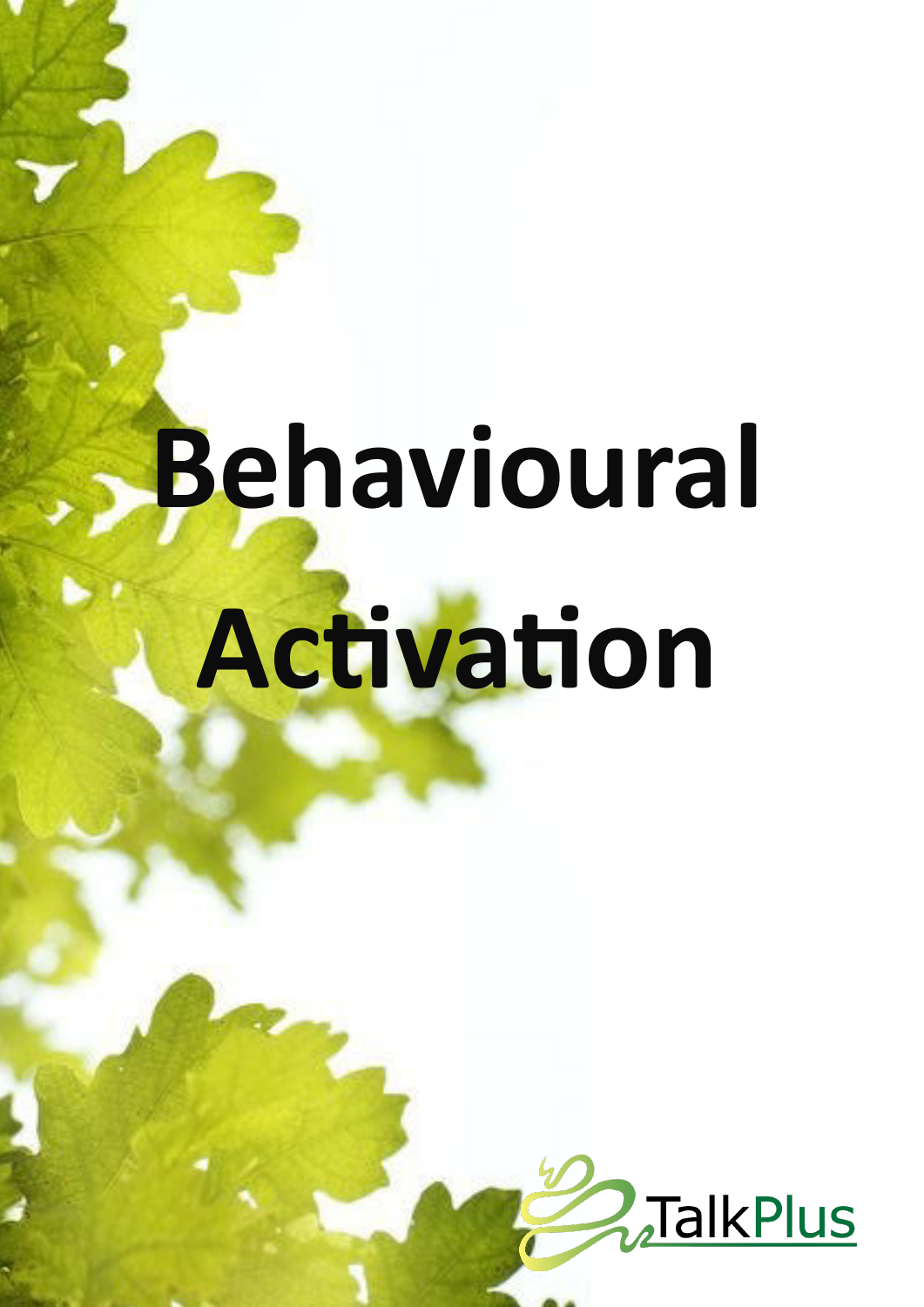# Behavioural Activation

TalkPlus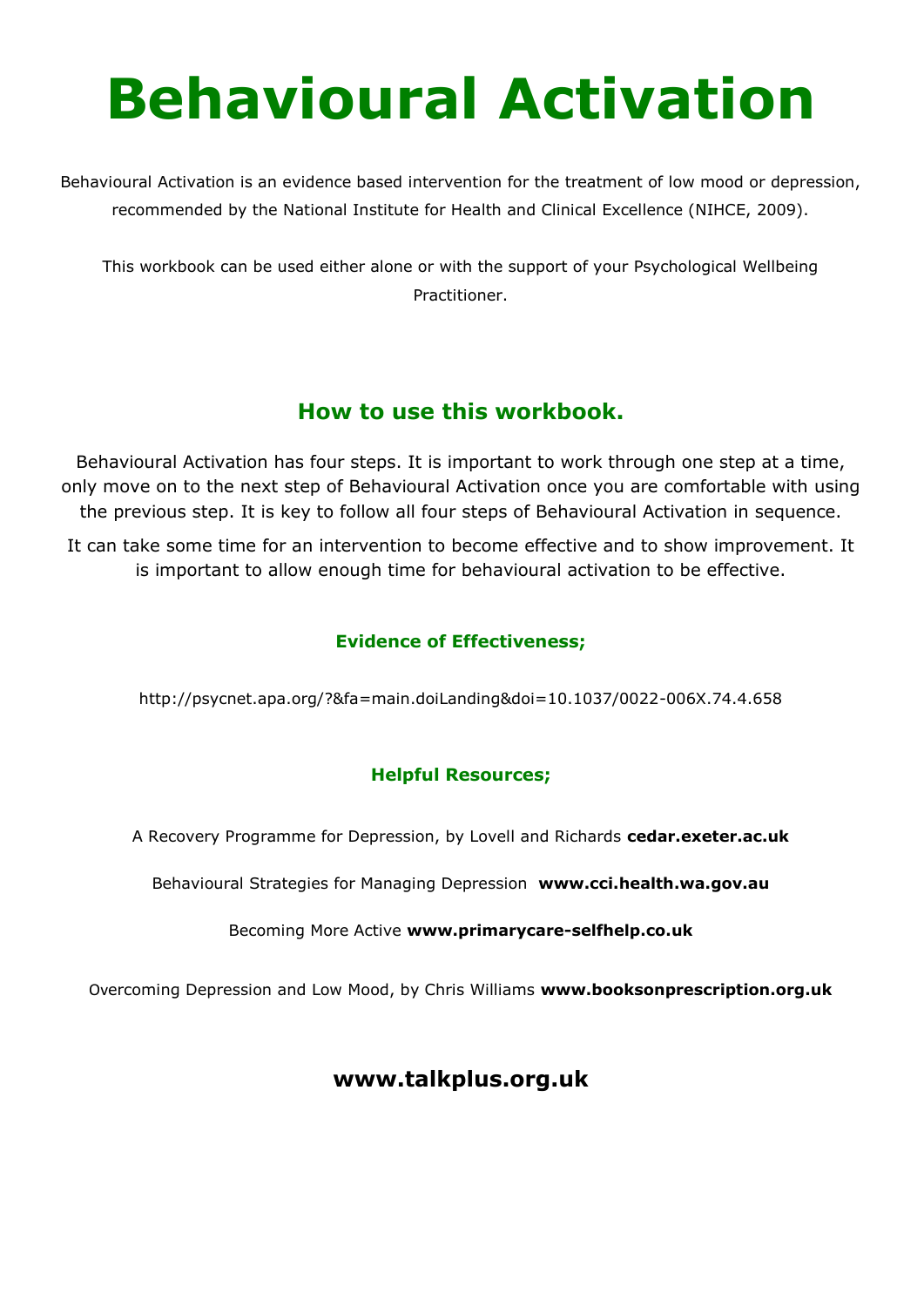# Behavioural Activation

Behavioural Activation is an evidence based intervention for the treatment of low mood or depression, recommended by the National Institute for Health and Clinical Excellence (NIHCE, 2009).

This workbook can be used either alone or with the support of your Psychological Wellbeing Practitioner.

## How to use this workbook.

Behavioural Activation has four steps. It is important to work through one step at a time, only move on to the next step of Behavioural Activation once you are comfortable with using the previous step. It is key to follow all four steps of Behavioural Activation in sequence.

It can take some time for an intervention to become effective and to show improvement. It is important to allow enough time for behavioural activation to be effective.

### Evidence of Effectiveness;

http://psycnet.apa.org/?&fa=main.doiLanding&doi=10.1037/0022-006X.74.4.658

### Helpful Resources;

A Recovery Programme for Depression, by Lovell and Richards **cedar.exeter.ac.uk**

Behavioural Strategies for Managing Depression **www.cci.health.wa.gov.au**

Becoming More Active **www.primarycare-selfhelp.co.uk**

Overcoming Depression and Low Mood, by Chris Williams **www.booksonprescription.org.uk**

## www.talkplus.org.uk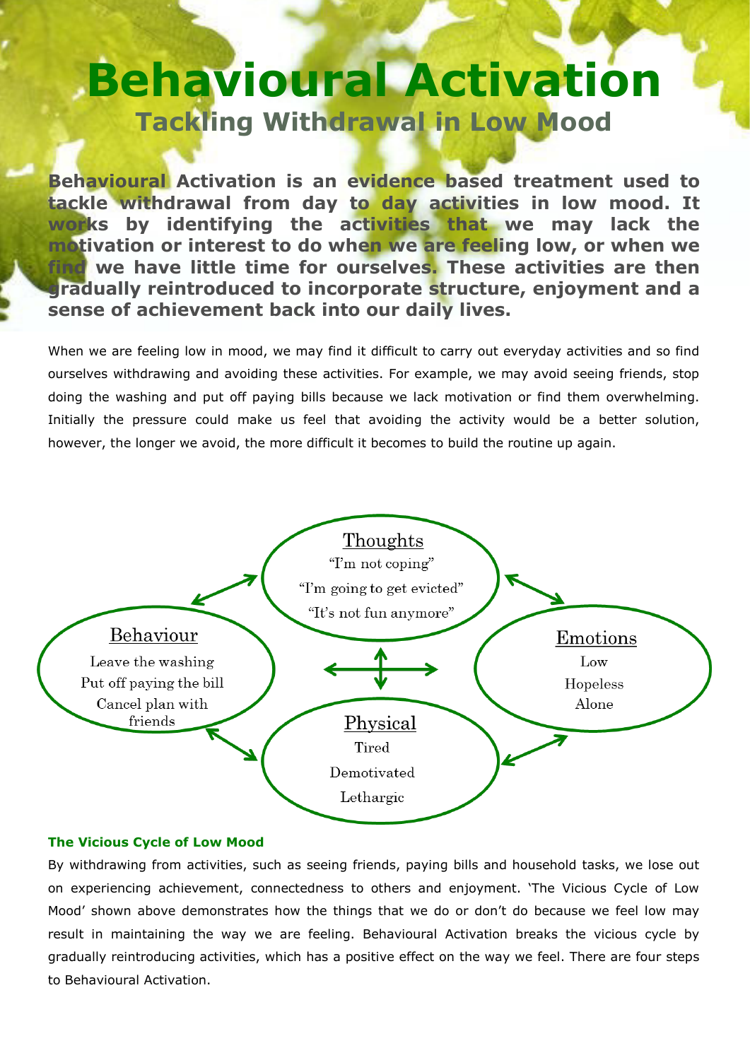# Behavioural Activation

## Tackling Withdrawal in Low Mood

**Behavioural Activation is an evidence based treatment used to tackle withdrawal from day to day activities in low mood. It works by identifying the activities that we may lack the motivation or interest to do when we are feeling low, or when we find we have little time for ourselves. These activities are then gradually reintroduced to incorporate structure, enjoyment and a sense of achievement back into our daily lives.**

When we are feeling low in mood, we may find it difficult to carry out everyday activities and so find ourselves withdrawing and avoiding these activities. For example, we may avoid seeing friends, stop doing the washing and put off paying bills because we lack motivation or find them overwhelming. Initially the pressure could make us feel that avoiding the activity would be a better solution, however, the longer we avoid, the more difficult it becomes to build the routine up again.

**Thoughts**
"I'm not coping"
"I'm going to get evicted"
"It's not fun anymore"

**Behaviour**
Leave the washing
Put off paying the bill
Cancel plan with friends

**Emotions**
Low
Hopeless
Alone

**Physical**
Tired
Demotivated
Lethargic

### The Vicious Cycle of Low Mood

By withdrawing from activities, such as seeing friends, paying bills and household tasks, we lose out on experiencing achievement, connectedness to others and enjoyment. 'The Vicious Cycle of Low Mood' shown above demonstrates how the things that we do or don't do because we feel low may result in maintaining the way we are feeling. Behavioural Activation breaks the vicious cycle by gradually reintroducing activities, which has a positive effect on the way we feel. There are four steps to Behavioural Activation.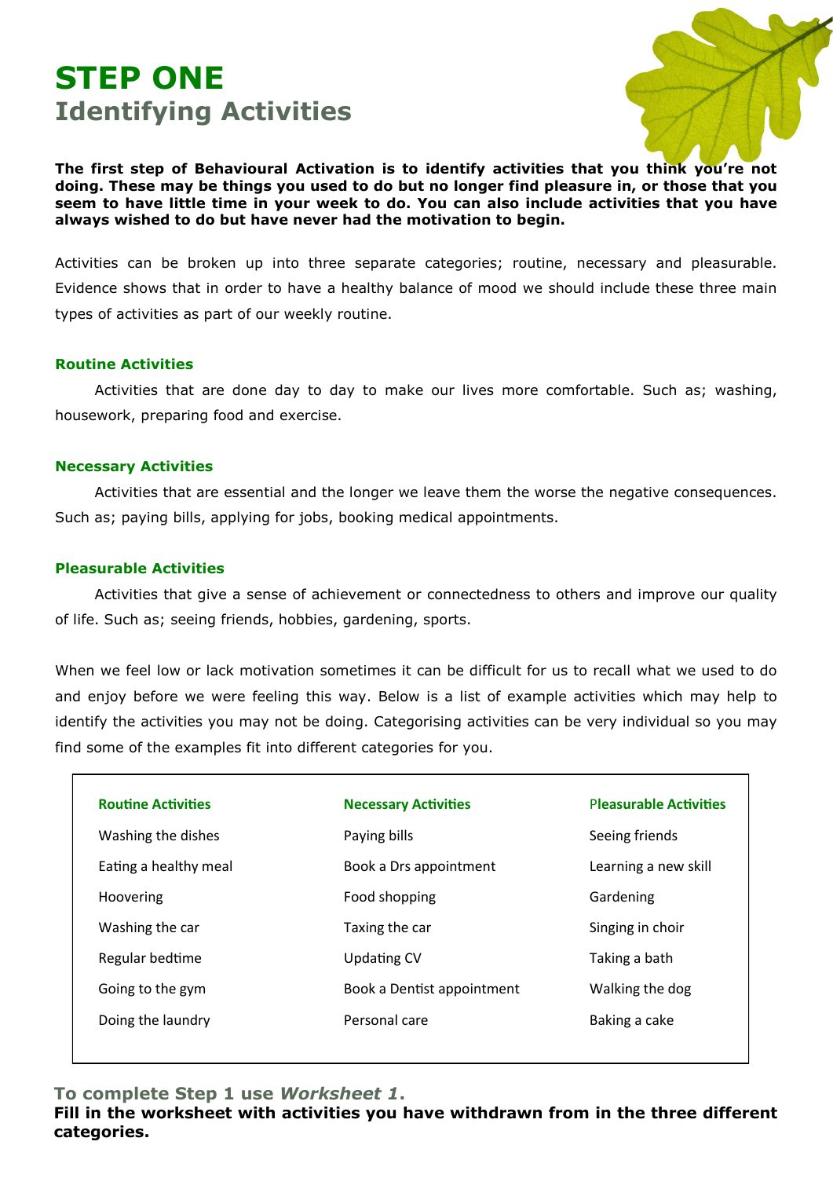# STEP ONE
## Identifying Activities

**The first step of Behavioural Activation is to identify activities that you think you're not doing. These may be things you used to do but no longer find pleasure in, or those that you seem to have little time in your week to do. You can also include activities that you have always wished to do but have never had the motivation to begin.**

Activities can be broken up into three separate categories; routine, necessary and pleasurable. Evidence shows that in order to have a healthy balance of mood we should include these three main types of activities as part of our weekly routine.

### Routine Activities

Activities that are done day to day to make our lives more comfortable. Such as; washing, housework, preparing food and exercise.

### Necessary Activities

Activities that are essential and the longer we leave them the worse the negative consequences. Such as; paying bills, applying for jobs, booking medical appointments.

### Pleasurable Activities

Activities that give a sense of achievement or connectedness to others and improve our quality of life. Such as; seeing friends, hobbies, gardening, sports.

When we feel low or lack motivation sometimes it can be difficult for us to recall what we used to do and enjoy before we were feeling this way. Below is a list of example activities which may help to identify the activities you may not be doing. Categorising activities can be very individual so you may find some of the examples fit into different categories for you.

| Routine Activities | Necessary Activities | Pleasurable Activities |
|---|---|---|
| Washing the dishes | Paying bills | Seeing friends |
| Eating a healthy meal | Book a Drs appointment | Learning a new skill |
| Hoovering | Food shopping | Gardening |
| Washing the car | Taxing the car | Singing in choir |
| Regular bedtime | Updating CV | Taking a bath |
| Going to the gym | Book a Dentist appointment | Walking the dog |
| Doing the laundry | Personal care | Baking a cake |

### To complete Step 1 use *Worksheet 1*.

**Fill in the worksheet with activities you have withdrawn from in the three different categories.**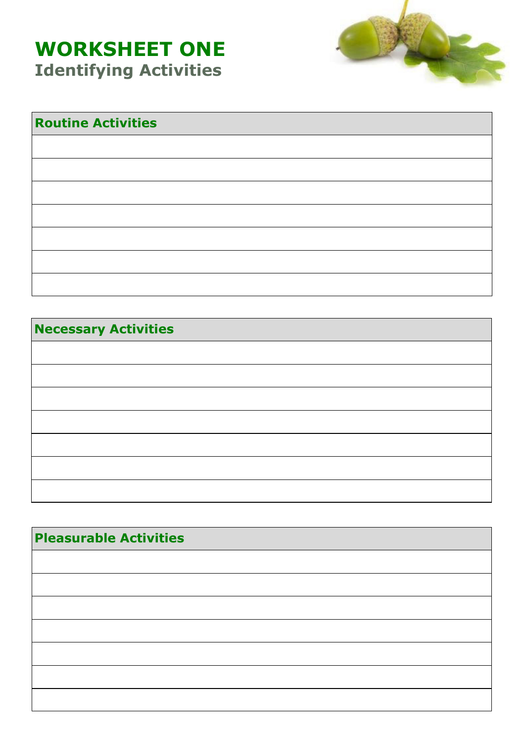# WORKSHEET ONE

## Identifying Activities

| Routine Activities |
| --- |
| |
| |
| |
| |
| |
| |
| |

| Necessary Activities |
| --- |
| |
| |
| |
| |
| |
| |
| |

| Pleasurable Activities |
| --- |
| |
| |
| |
| |
| |
| |
| |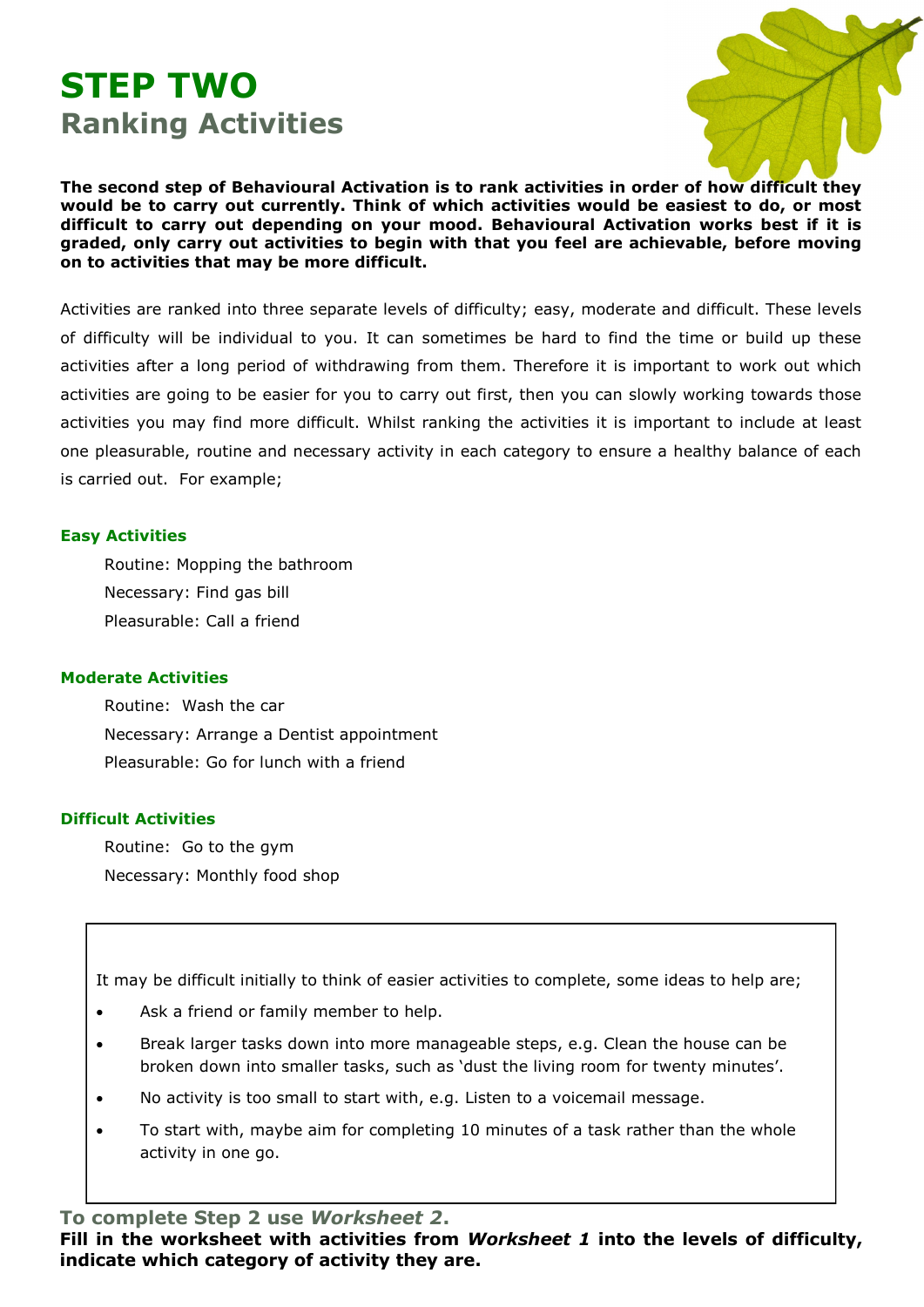# STEP TWO

## Ranking Activities

**The second step of Behavioural Activation is to rank activities in order of how difficult they would be to carry out currently. Think of which activities would be easiest to do, or most difficult to carry out depending on your mood. Behavioural Activation works best if it is graded, only carry out activities to begin with that you feel are achievable, before moving on to activities that may be more difficult.**

Activities are ranked into three separate levels of difficulty; easy, moderate and difficult. These levels of difficulty will be individual to you. It can sometimes be hard to find the time or build up these activities after a long period of withdrawing from them. Therefore it is important to work out which activities are going to be easier for you to carry out first, then you can slowly working towards those activities you may find more difficult. Whilst ranking the activities it is important to include at least one pleasurable, routine and necessary activity in each category to ensure a healthy balance of each is carried out. For example;

### Easy Activities

Routine: Mopping the bathroom
Necessary: Find gas bill
Pleasurable: Call a friend

### Moderate Activities

Routine: Wash the car
Necessary: Arrange a Dentist appointment
Pleasurable: Go for lunch with a friend

### Difficult Activities

Routine: Go to the gym
Necessary: Monthly food shop

It may be difficult initially to think of easier activities to complete, some ideas to help are;

- Ask a friend or family member to help.
- Break larger tasks down into more manageable steps, e.g. Clean the house can be broken down into smaller tasks, such as 'dust the living room for twenty minutes'.
- No activity is too small to start with, e.g. Listen to a voicemail message.
- To start with, maybe aim for completing 10 minutes of a task rather than the whole activity in one go.

**To complete Step 2 use *Worksheet 2*.**

**Fill in the worksheet with activities from *Worksheet 1* into the levels of difficulty, indicate which category of activity they are.**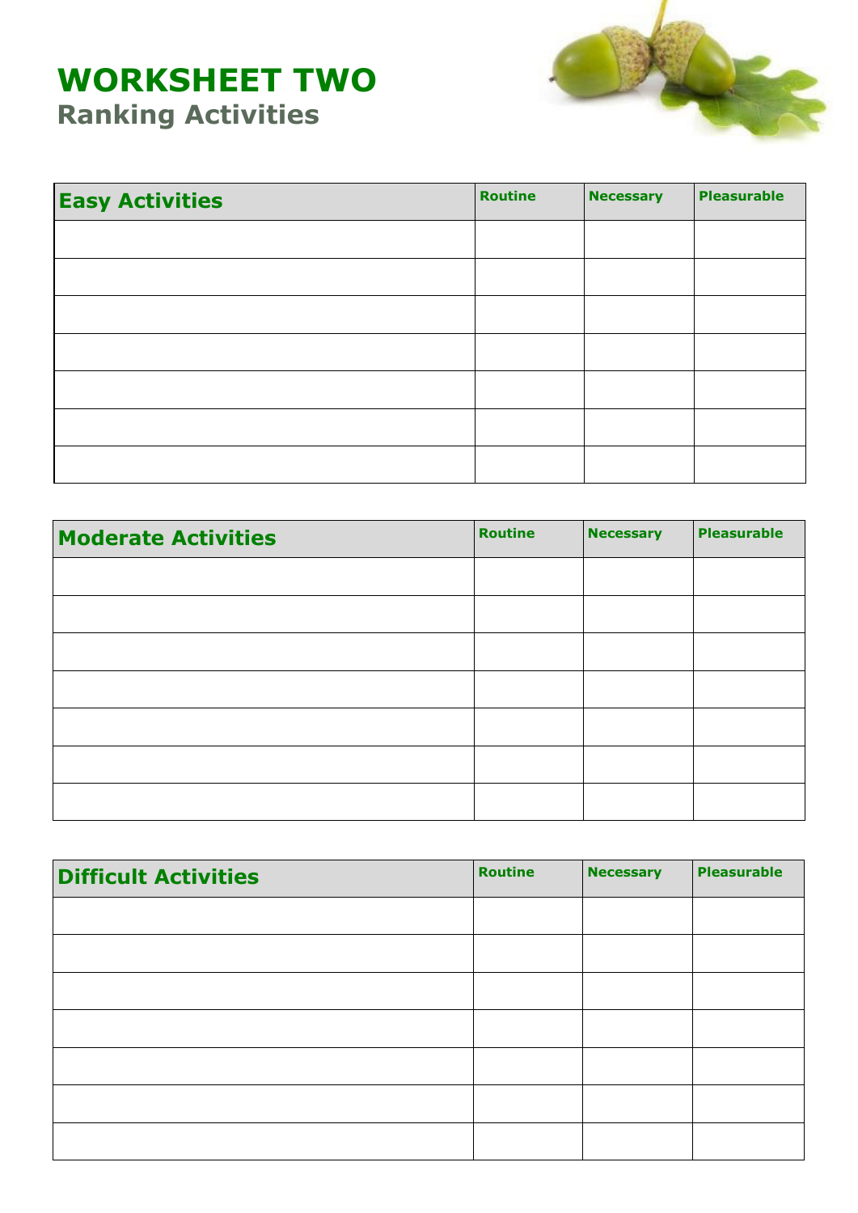# WORKSHEET TWO

## Ranking Activities

| Easy Activities | Routine | Necessary | Pleasurable |
|---|---|---|---|
| | | | |
| | | | |
| | | | |
| | | | |
| | | | |
| | | | |
| | | | |

| Moderate Activities | Routine | Necessary | Pleasurable |
|---|---|---|---|
| | | | |
| | | | |
| | | | |
| | | | |
| | | | |
| | | | |
| | | | |

| Difficult Activities | Routine | Necessary | Pleasurable |
|---|---|---|---|
| | | | |
| | | | |
| | | | |
| | | | |
| | | | |
| | | | |
| | | | |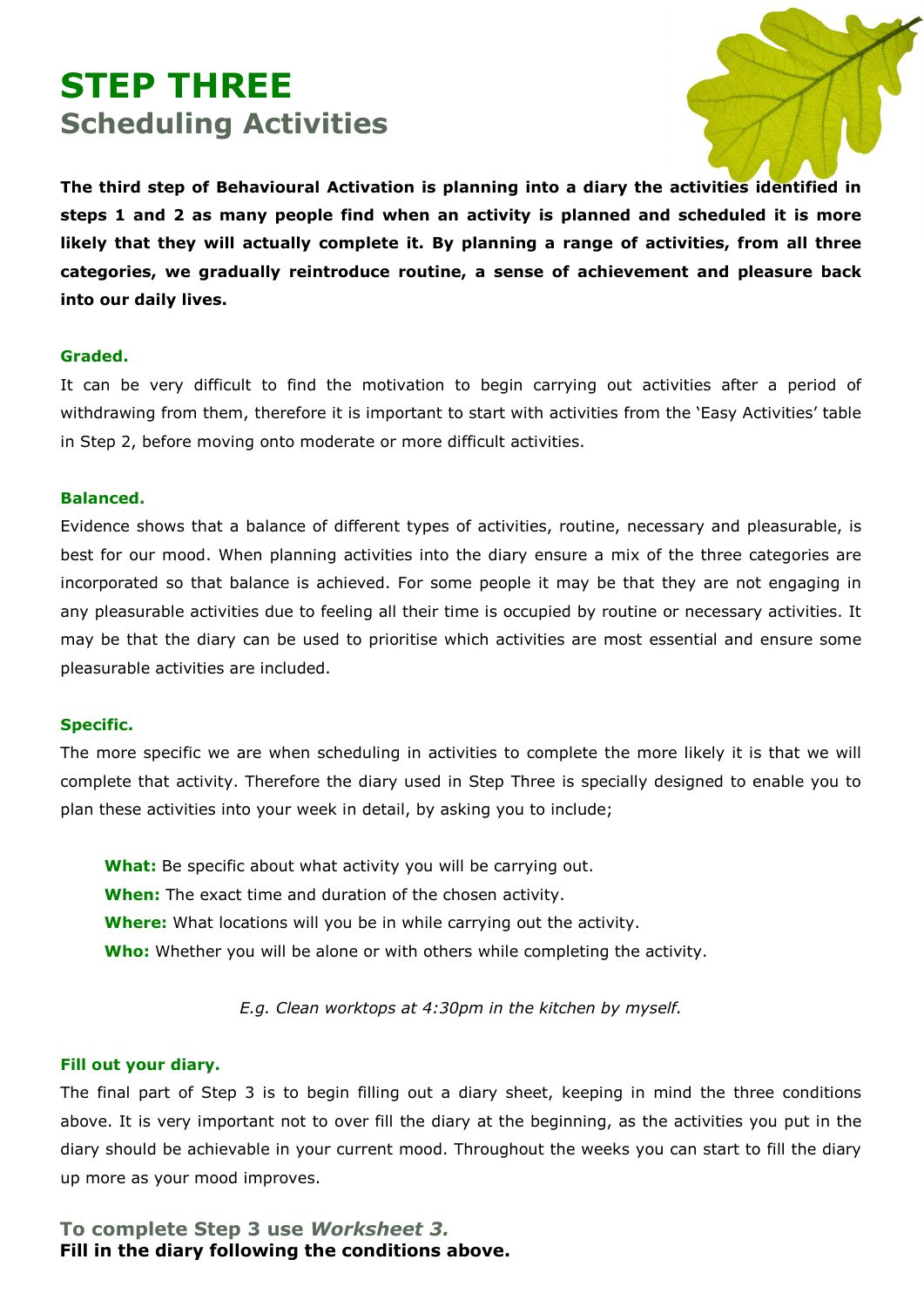# STEP THREE
## Scheduling Activities

**The third step of Behavioural Activation is planning into a diary the activities identified in steps 1 and 2 as many people find when an activity is planned and scheduled it is more likely that they will actually complete it. By planning a range of activities, from all three categories, we gradually reintroduce routine, a sense of achievement and pleasure back into our daily lives.**

#### Graded.

It can be very difficult to find the motivation to begin carrying out activities after a period of withdrawing from them, therefore it is important to start with activities from the 'Easy Activities' table in Step 2, before moving onto moderate or more difficult activities.

#### Balanced.

Evidence shows that a balance of different types of activities, routine, necessary and pleasurable, is best for our mood. When planning activities into the diary ensure a mix of the three categories are incorporated so that balance is achieved. For some people it may be that they are not engaging in any pleasurable activities due to feeling all their time is occupied by routine or necessary activities. It may be that the diary can be used to prioritise which activities are most essential and ensure some pleasurable activities are included.

#### Specific.

The more specific we are when scheduling in activities to complete the more likely it is that we will complete that activity. Therefore the diary used in Step Three is specially designed to enable you to plan these activities into your week in detail, by asking you to include;

**What:** Be specific about what activity you will be carrying out.
**When:** The exact time and duration of the chosen activity.
**Where:** What locations will you be in while carrying out the activity.
**Who:** Whether you will be alone or with others while completing the activity.

*E.g. Clean worktops at 4:30pm in the kitchen by myself.*

#### Fill out your diary.

The final part of Step 3 is to begin filling out a diary sheet, keeping in mind the three conditions above. It is very important not to over fill the diary at the beginning, as the activities you put in the diary should be achievable in your current mood. Throughout the weeks you can start to fill the diary up more as your mood improves.

### To complete Step 3 use *Worksheet 3.*

**Fill in the diary following the conditions above.**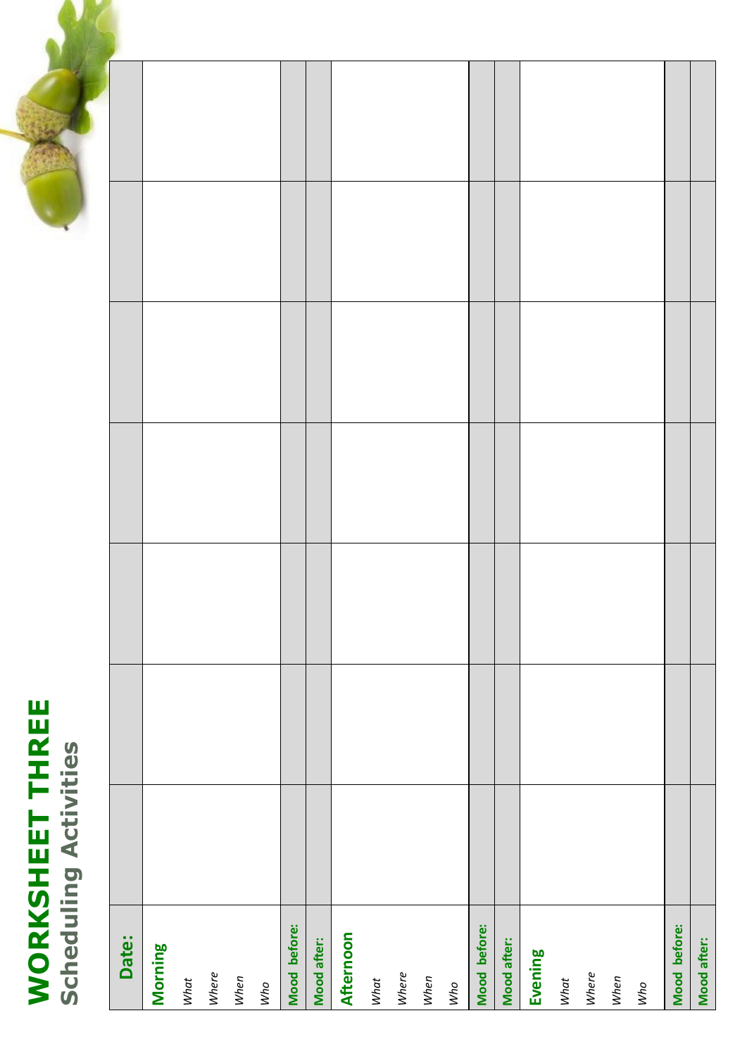# WORKSHEET THREE
## Scheduling Activities

| Date: | | | | | | | |
|---|---|---|---|---|---|---|---|
| **Morning**<br>*What*<br>*Where*<br>*When*<br>*Who* | | | | | | | |
| **Mood before:** | | | | | | | |
| **Mood after:** | | | | | | | |
| **Afternoon**<br>*What*<br>*Where*<br>*When*<br>*Who* | | | | | | | |
| **Mood before:** | | | | | | | |
| **Mood after:** | | | | | | | |
| **Evening**<br>*What*<br>*Where*<br>*When*<br>*Who* | | | | | | | |
| **Mood before:** | | | | | | | |
| **Mood after:** | | | | | | | |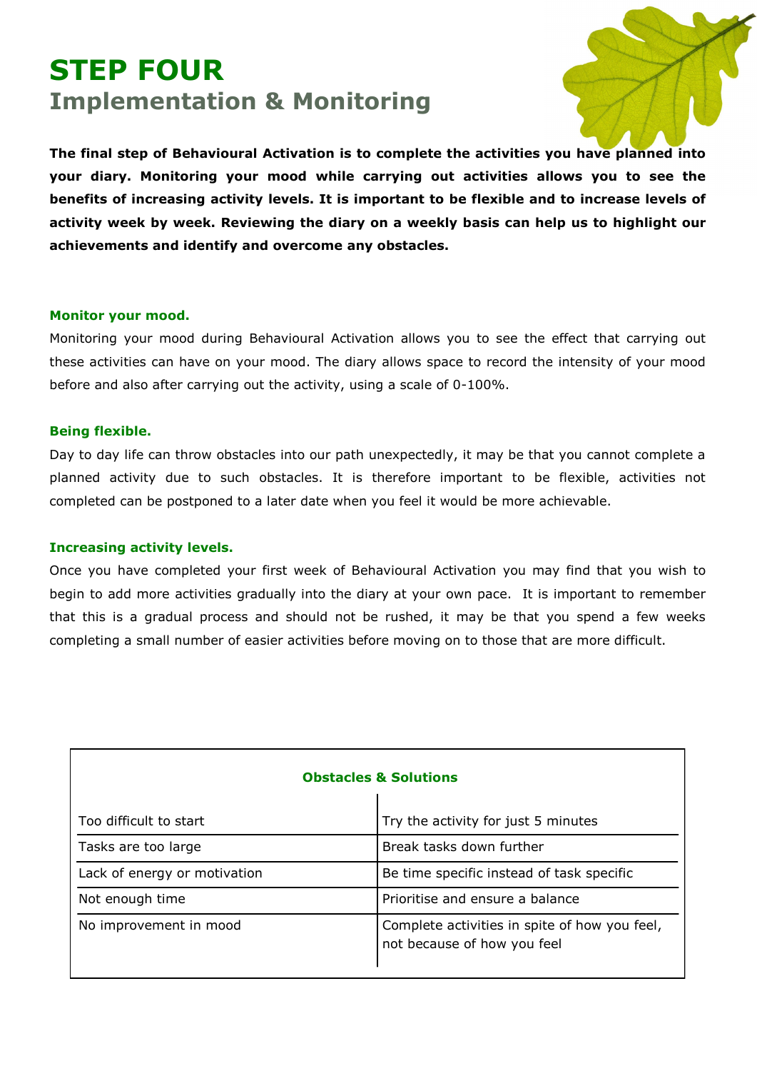# STEP FOUR
## Implementation & Monitoring

**The final step of Behavioural Activation is to complete the activities you have planned into your diary. Monitoring your mood while carrying out activities allows you to see the benefits of increasing activity levels. It is important to be flexible and to increase levels of activity week by week. Reviewing the diary on a weekly basis can help us to highlight our achievements and identify and overcome any obstacles.**

### Monitor your mood.

Monitoring your mood during Behavioural Activation allows you to see the effect that carrying out these activities can have on your mood. The diary allows space to record the intensity of your mood before and also after carrying out the activity, using a scale of 0-100%.

### Being flexible.

Day to day life can throw obstacles into our path unexpectedly, it may be that you cannot complete a planned activity due to such obstacles. It is therefore important to be flexible, activities not completed can be postponed to a later date when you feel it would be more achievable.

### Increasing activity levels.

Once you have completed your first week of Behavioural Activation you may find that you wish to begin to add more activities gradually into the diary at your own pace. It is important to remember that this is a gradual process and should not be rushed, it may be that you spend a few weeks completing a small number of easier activities before moving on to those that are more difficult.

**Obstacles & Solutions**

| Obstacle | Solution |
|---|---|
| Too difficult to start | Try the activity for just 5 minutes |
| Tasks are too large | Break tasks down further |
| Lack of energy or motivation | Be time specific instead of task specific |
| Not enough time | Prioritise and ensure a balance |
| No improvement in mood | Complete activities in spite of how you feel, not because of how you feel |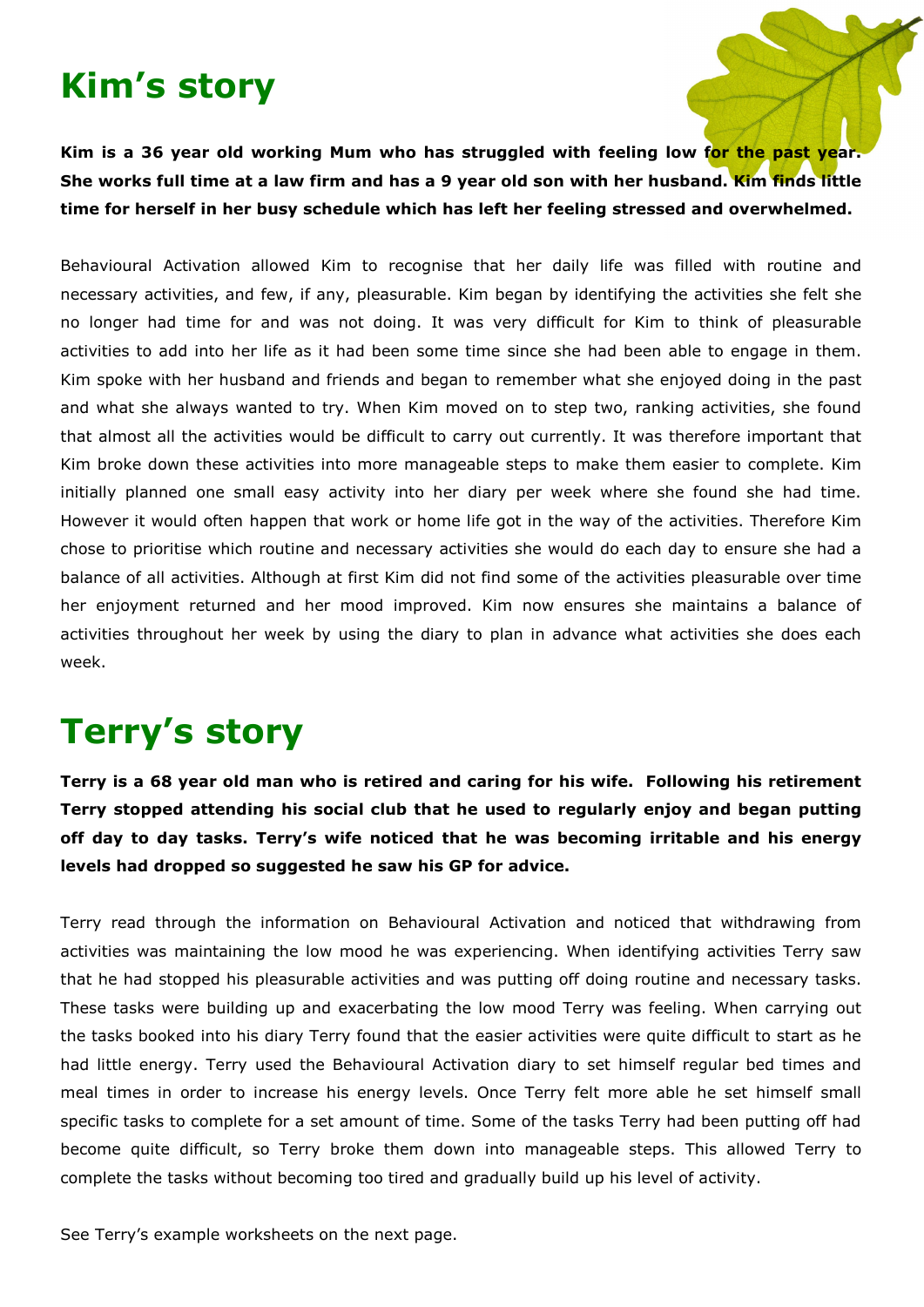# Kim's story

**Kim is a 36 year old working Mum who has struggled with feeling low for the past year. She works full time at a law firm and has a 9 year old son with her husband. Kim finds little time for herself in her busy schedule which has left her feeling stressed and overwhelmed.**

Behavioural Activation allowed Kim to recognise that her daily life was filled with routine and necessary activities, and few, if any, pleasurable. Kim began by identifying the activities she felt she no longer had time for and was not doing. It was very difficult for Kim to think of pleasurable activities to add into her life as it had been some time since she had been able to engage in them. Kim spoke with her husband and friends and began to remember what she enjoyed doing in the past and what she always wanted to try. When Kim moved on to step two, ranking activities, she found that almost all the activities would be difficult to carry out currently. It was therefore important that Kim broke down these activities into more manageable steps to make them easier to complete. Kim initially planned one small easy activity into her diary per week where she found she had time. However it would often happen that work or home life got in the way of the activities. Therefore Kim chose to prioritise which routine and necessary activities she would do each day to ensure she had a balance of all activities. Although at first Kim did not find some of the activities pleasurable over time her enjoyment returned and her mood improved. Kim now ensures she maintains a balance of activities throughout her week by using the diary to plan in advance what activities she does each week.

# Terry's story

**Terry is a 68 year old man who is retired and caring for his wife. Following his retirement Terry stopped attending his social club that he used to regularly enjoy and began putting off day to day tasks. Terry's wife noticed that he was becoming irritable and his energy levels had dropped so suggested he saw his GP for advice.**

Terry read through the information on Behavioural Activation and noticed that withdrawing from activities was maintaining the low mood he was experiencing. When identifying activities Terry saw that he had stopped his pleasurable activities and was putting off doing routine and necessary tasks. These tasks were building up and exacerbating the low mood Terry was feeling. When carrying out the tasks booked into his diary Terry found that the easier activities were quite difficult to start as he had little energy. Terry used the Behavioural Activation diary to set himself regular bed times and meal times in order to increase his energy levels. Once Terry felt more able he set himself small specific tasks to complete for a set amount of time. Some of the tasks Terry had been putting off had become quite difficult, so Terry broke them down into manageable steps. This allowed Terry to complete the tasks without becoming too tired and gradually build up his level of activity.

See Terry's example worksheets on the next page.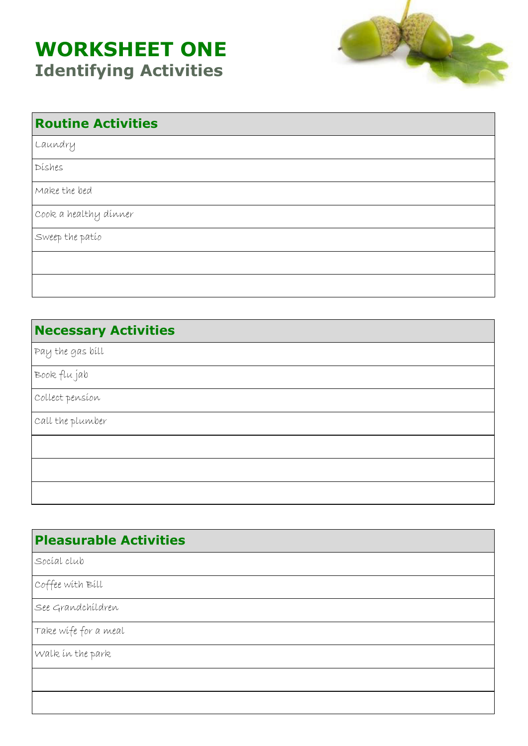# WORKSHEET ONE

## Identifying Activities

| Routine Activities |
|---|
| Laundry |
| Dishes |
| Make the bed |
| Cook a healthy dinner |
| Sweep the patio |
| |
| |

| Necessary Activities |
|---|
| Pay the gas bill |
| Book flu jab |
| Collect pension |
| Call the plumber |
| |
| |
| |

| Pleasurable Activities |
|---|
| Social club |
| Coffee with Bill |
| See Grandchildren |
| Take wife for a meal |
| Walk in the park |
| |
| |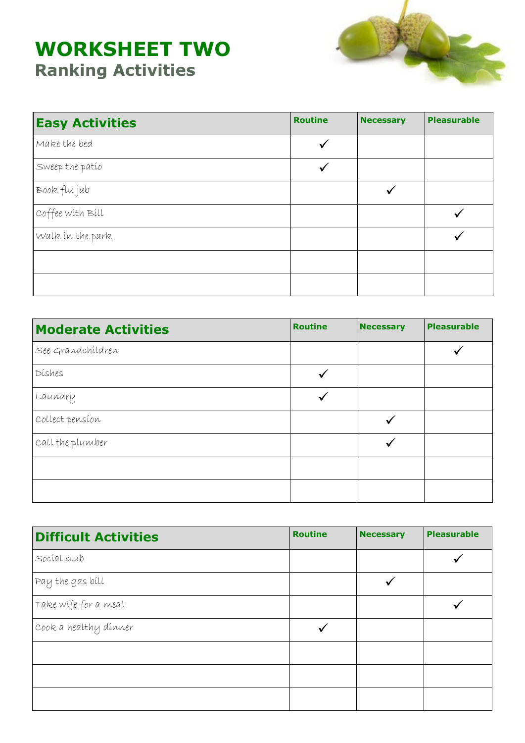# WORKSHEET TWO

## Ranking Activities

| Easy Activities | Routine | Necessary | Pleasurable |
|---|---|---|---|
| Make the bed | ✓ | | |
| Sweep the patio | ✓ | | |
| Book flu jab | | ✓ | |
| Coffee with Bill | | | ✓ |
| Walk in the park | | | ✓ |
| | | | |
| | | | |

| Moderate Activities | Routine | Necessary | Pleasurable |
|---|---|---|---|
| See Grandchildren | | | ✓ |
| Dishes | ✓ | | |
| Laundry | ✓ | | |
| Collect pension | | ✓ | |
| Call the plumber | | ✓ | |
| | | | |
| | | | |

| Difficult Activities | Routine | Necessary | Pleasurable |
|---|---|---|---|
| Social club | | | ✓ |
| Pay the gas bill | | ✓ | |
| Take wife for a meal | | | ✓ |
| Cook a healthy dinner | ✓ | | |
| | | | |
| | | | |
| | | | |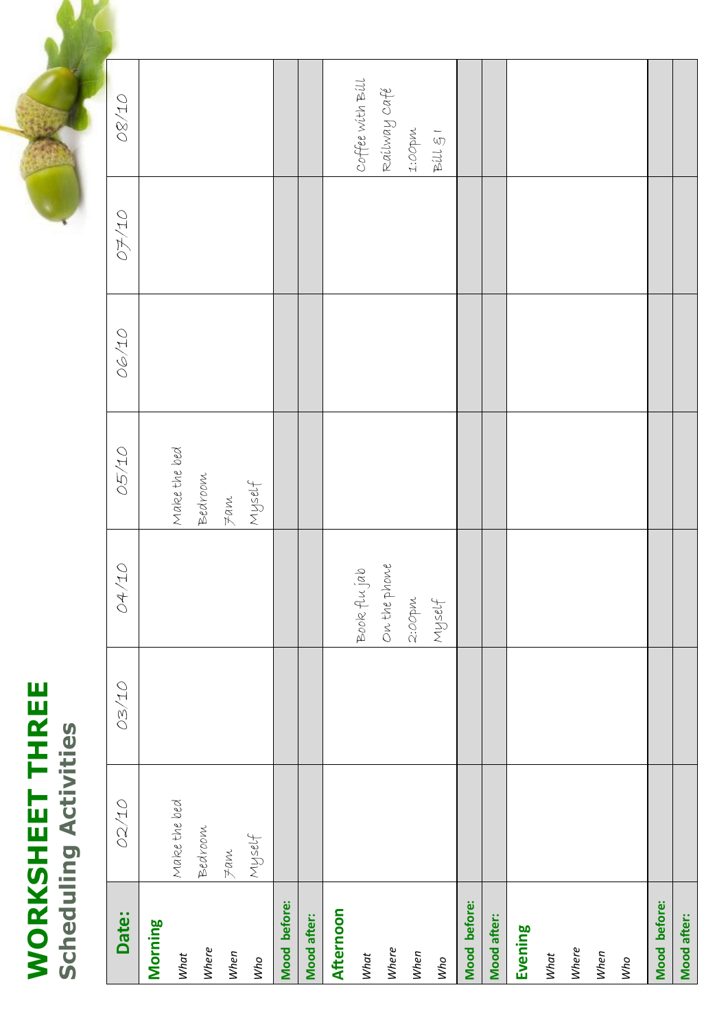# WORKSHEET THREE
## Scheduling Activities

| Date: | 02/10 | 03/10 | 04/10 | 05/10 | 06/10 | 07/10 | 08/10 |
|---|---|---|---|---|---|---|---|
| **Morning**<br>*What*<br>*Where*<br>*When*<br>*Who* | Make the bed<br>Bedroom<br>7am<br>Myself | | | Make the bed<br>Bedroom<br>7am<br>Myself | | | |
| **Mood before:** | | | | | | | |
| **Mood after:** | | | | | | | |
| **Afternoon**<br>*What*<br>*Where*<br>*When*<br>*Who* | | | Book flu jab<br>On the phone<br>2:00pm<br>Myself | | | | Coffee with Bill<br>Railway Café<br>1:00pm<br>Bill & I |
| **Mood before:** | | | | | | | |
| **Mood after:** | | | | | | | |
| **Evening**<br>*What*<br>*Where*<br>*When*<br>*Who* | | | | | | | |
| **Mood before:** | | | | | | | |
| **Mood after:** | | | | | | | |